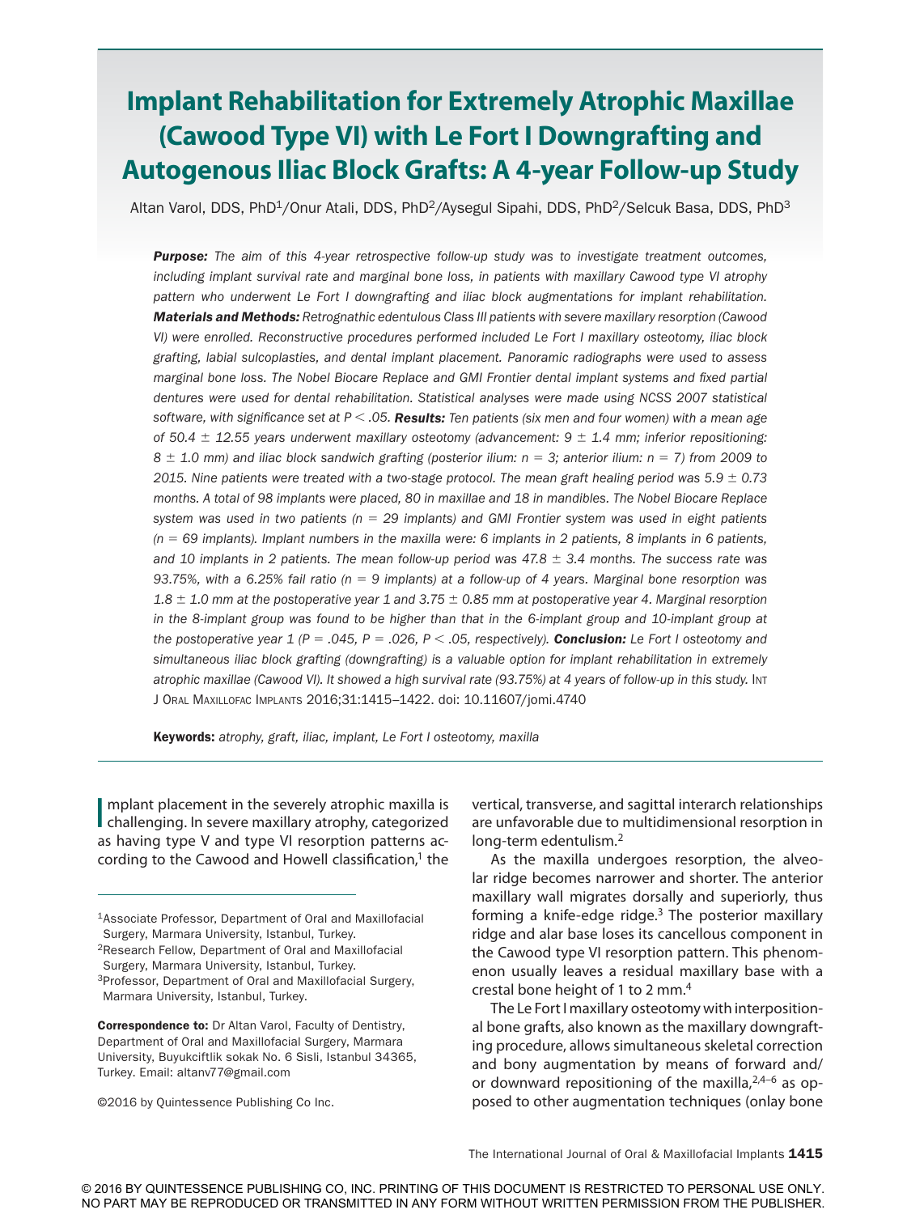# Implant Rehabilitation for Extremely Atrophic Maxillae (Cawood Type VI) with Le Fort I Downgrafting and Autogenous Iliac Block Grafts: A 4-year Follow-up Study

Altan Varol, DDS, PhD[1]/Onur Atali, DDS, PhD[2]/Aysegul Sipahi, DDS, PhD[2]/Selcuk Basa, DDS, PhD[3]

***Purpose:*** *The aim of this 4-year retrospective follow-up study was to investigate treatment outcomes, including implant survival rate and marginal bone loss, in patients with maxillary Cawood type VI atrophy pattern who underwent Le Fort I downgrafting and iliac block augmentations for implant rehabilitation.* ***Materials and Methods:*** *Retrognathic edentulous Class III patients with severe maxillary resorption (Cawood VI) were enrolled. Reconstructive procedures performed included Le Fort I maxillary osteotomy, iliac block grafting, labial sulcoplasties, and dental implant placement. Panoramic radiographs were used to assess marginal bone loss. The Nobel Biocare Replace and GMI Frontier dental implant systems and fixed partial dentures were used for dental rehabilitation. Statistical analyses were made using NCSS 2007 statistical software, with significance set at $P < .05$.* ***Results:*** *Ten patients (six men and four women) with a mean age of 50.4 ± 12.55 years underwent maxillary osteotomy (advancement: 9 ± 1.4 mm; inferior repositioning: 8 ± 1.0 mm) and iliac block sandwich grafting (posterior ilium: n = 3; anterior ilium: n = 7) from 2009 to 2015. Nine patients were treated with a two-stage protocol. The mean graft healing period was 5.9 ± 0.73 months. A total of 98 implants were placed, 80 in maxillae and 18 in mandibles. The Nobel Biocare Replace system was used in two patients (n = 29 implants) and GMI Frontier system was used in eight patients (n = 69 implants). Implant numbers in the maxilla were: 6 implants in 2 patients, 8 implants in 6 patients, and 10 implants in 2 patients. The mean follow-up period was 47.8 ± 3.4 months. The success rate was 93.75%, with a 6.25% fail ratio (n = 9 implants) at a follow-up of 4 years. Marginal bone resorption was 1.8 ± 1.0 mm at the postoperative year 1 and 3.75 ± 0.85 mm at postoperative year 4. Marginal resorption in the 8-implant group was found to be higher than that in the 6-implant group and 10-implant group at the postoperative year 1 ($P = .045$, $P = .026$, $P < .05$, respectively).* ***Conclusion:*** *Le Fort I osteotomy and simultaneous iliac block grafting (downgrafting) is a valuable option for implant rehabilitation in extremely atrophic maxillae (Cawood VI). It showed a high survival rate (93.75%) at 4 years of follow-up in this study.* Int J Oral Maxillofac Implants 2016;31:1415–1422. doi: 10.11607/jomi.4740

**Keywords:** *atrophy, graft, iliac, implant, Le Fort I osteotomy, maxilla*

Implant placement in the severely atrophic maxilla is challenging. In severe maxillary atrophy, categorized as having type V and type VI resorption patterns according to the Cawood and Howell classification,[1] the vertical, transverse, and sagittal interarch relationships are unfavorable due to multidimensional resorption in long-term edentulism.[2]

As the maxilla undergoes resorption, the alveolar ridge becomes narrower and shorter. The anterior maxillary wall migrates dorsally and superiorly, thus forming a knife-edge ridge.[3] The posterior maxillary ridge and alar base loses its cancellous component in the Cawood type VI resorption pattern. This phenomenon usually leaves a residual maxillary base with a crestal bone height of 1 to 2 mm.[4]

The Le Fort I maxillary osteotomy with interpositional bone grafts, also known as the maxillary downgrafting procedure, allows simultaneous skeletal correction and bony augmentation by means of forward and/or downward repositioning of the maxilla,[2,4–6] as opposed to other augmentation techniques (onlay bone

---

[1]Associate Professor, Department of Oral and Maxillofacial Surgery, Marmara University, Istanbul, Turkey.

[2]Research Fellow, Department of Oral and Maxillofacial Surgery, Marmara University, Istanbul, Turkey.

[3]Professor, Department of Oral and Maxillofacial Surgery, Marmara University, Istanbul, Turkey.

**Correspondence to:** Dr Altan Varol, Faculty of Dentistry, Department of Oral and Maxillofacial Surgery, Marmara University, Buyukciftlik sokak No. 6 Sisli, Istanbul 34365, Turkey. Email: altanv77@gmail.com

©2016 by Quintessence Publishing Co Inc.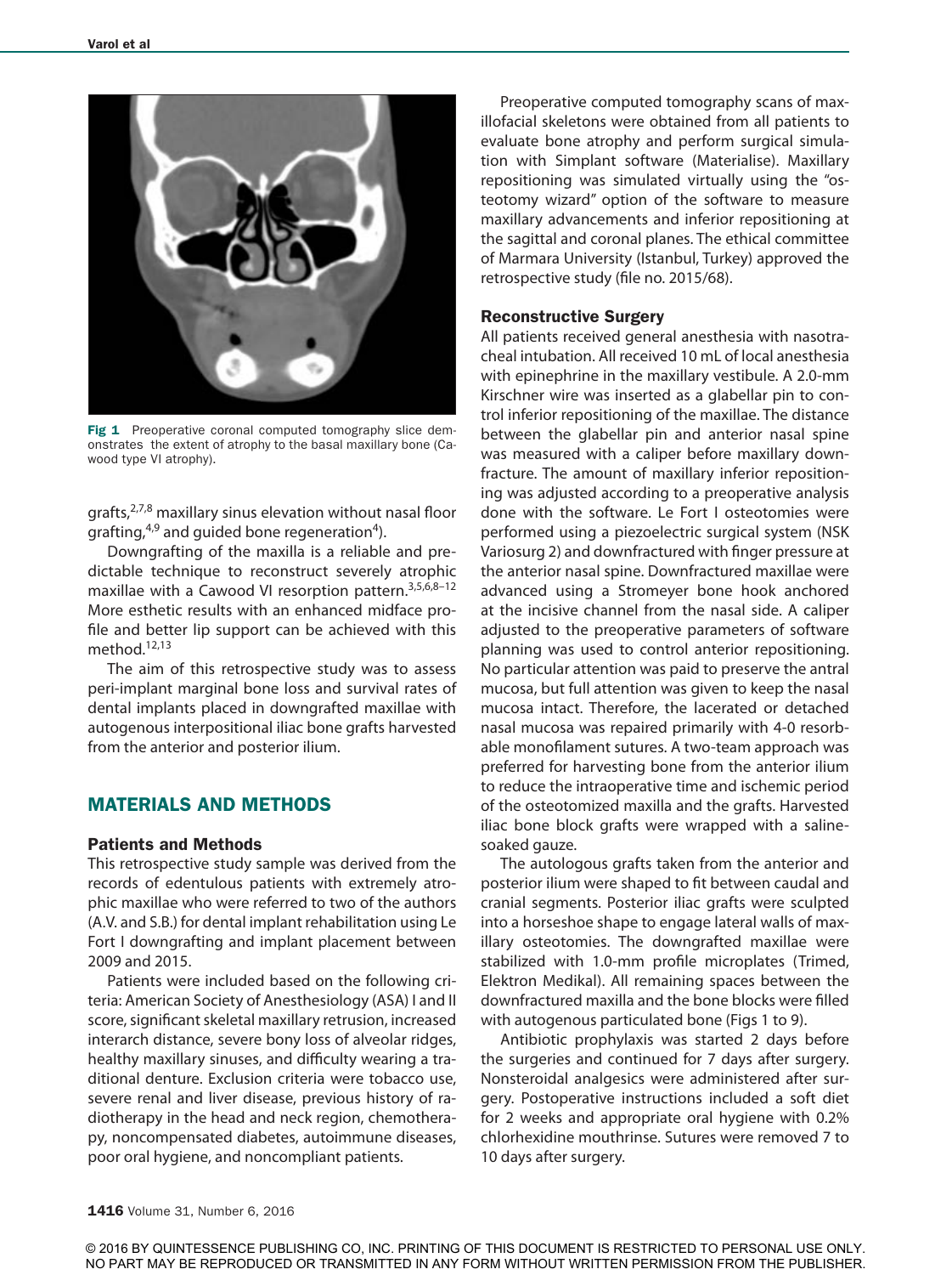Fig 1 Preoperative coronal computed tomography slice demonstrates the extent of atrophy to the basal maxillary bone (Cawood type VI atrophy).

grafts,[2,7,8] maxillary sinus elevation without nasal floor grafting,[4,9] and guided bone regeneration[4]).

Downgrafting of the maxilla is a reliable and predictable technique to reconstruct severely atrophic maxillae with a Cawood VI resorption pattern.[3,5,6,8–12] More esthetic results with an enhanced midface profile and better lip support can be achieved with this method.[12,13]

The aim of this retrospective study was to assess peri-implant marginal bone loss and survival rates of dental implants placed in downgrafted maxillae with autogenous interpositional iliac bone grafts harvested from the anterior and posterior ilium.

## MATERIALS AND METHODS

### Patients and Methods

This retrospective study sample was derived from the records of edentulous patients with extremely atrophic maxillae who were referred to two of the authors (A.V. and S.B.) for dental implant rehabilitation using Le Fort I downgrafting and implant placement between 2009 and 2015.

Patients were included based on the following criteria: American Society of Anesthesiology (ASA) I and II score, significant skeletal maxillary retrusion, increased interarch distance, severe bony loss of alveolar ridges, healthy maxillary sinuses, and difficulty wearing a traditional denture. Exclusion criteria were tobacco use, severe renal and liver disease, previous history of radiotherapy in the head and neck region, chemotherapy, noncompensated diabetes, autoimmune diseases, poor oral hygiene, and noncompliant patients.

Preoperative computed tomography scans of maxillofacial skeletons were obtained from all patients to evaluate bone atrophy and perform surgical simulation with Simplant software (Materialise). Maxillary repositioning was simulated virtually using the "osteotomy wizard" option of the software to measure maxillary advancements and inferior repositioning at the sagittal and coronal planes. The ethical committee of Marmara University (Istanbul, Turkey) approved the retrospective study (file no. 2015/68).

### Reconstructive Surgery

All patients received general anesthesia with nasotracheal intubation. All received 10 mL of local anesthesia with epinephrine in the maxillary vestibule. A 2.0-mm Kirschner wire was inserted as a glabellar pin to control inferior repositioning of the maxillae. The distance between the glabellar pin and anterior nasal spine was measured with a caliper before maxillary downfracture. The amount of maxillary inferior repositioning was adjusted according to a preoperative analysis done with the software. Le Fort I osteotomies were performed using a piezoelectric surgical system (NSK Variosurg 2) and downfractured with finger pressure at the anterior nasal spine. Downfractured maxillae were advanced using a Stromeyer bone hook anchored at the incisive channel from the nasal side. A caliper adjusted to the preoperative parameters of software planning was used to control anterior repositioning. No particular attention was paid to preserve the antral mucosa, but full attention was given to keep the nasal mucosa intact. Therefore, the lacerated or detached nasal mucosa was repaired primarily with 4-0 resorbable monofilament sutures. A two-team approach was preferred for harvesting bone from the anterior ilium to reduce the intraoperative time and ischemic period of the osteotomized maxilla and the grafts. Harvested iliac bone block grafts were wrapped with a saline-soaked gauze.

The autologous grafts taken from the anterior and posterior ilium were shaped to fit between caudal and cranial segments. Posterior iliac grafts were sculpted into a horseshoe shape to engage lateral walls of maxillary osteotomies. The downgrafted maxillae were stabilized with 1.0-mm profile microplates (Trimed, Elektron Medikal). All remaining spaces between the downfractured maxilla and the bone blocks were filled with autogenous particulated bone (Figs 1 to 9).

Antibiotic prophylaxis was started 2 days before the surgeries and continued for 7 days after surgery. Nonsteroidal analgesics were administered after surgery. Postoperative instructions included a soft diet for 2 weeks and appropriate oral hygiene with 0.2% chlorhexidine mouthrinse. Sutures were removed 7 to 10 days after surgery.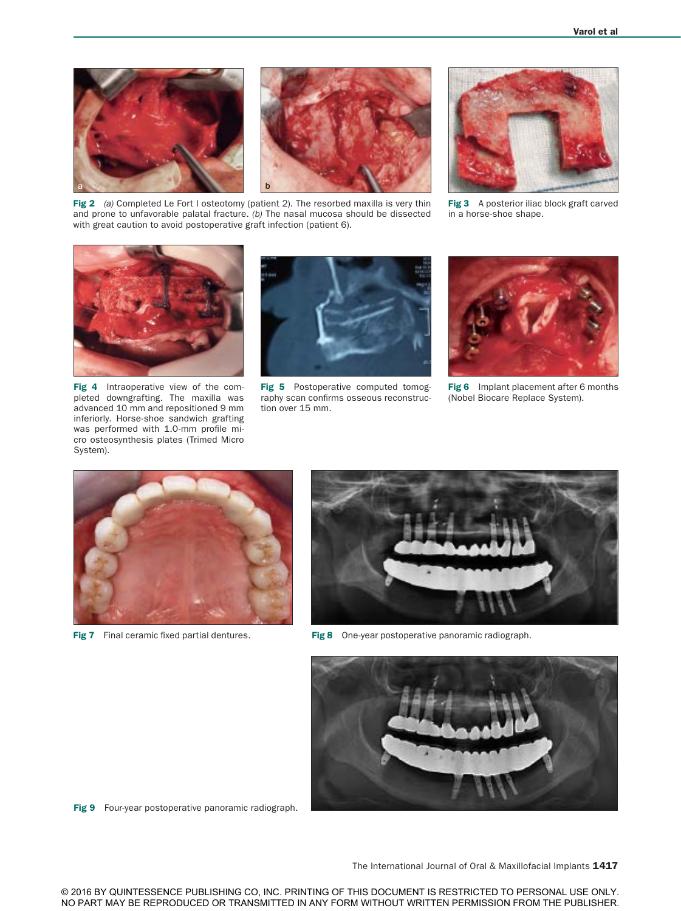Fig 2 *(a)* Completed Le Fort I osteotomy (patient 2). The resorbed maxilla is very thin and prone to unfavorable palatal fracture. *(b)* The nasal mucosa should be dissected with great caution to avoid postoperative graft infection (patient 6).

Fig 3 A posterior iliac block graft carved in a horse-shoe shape.

Fig 4 Intraoperative view of the completed downgrafting. The maxilla was advanced 10 mm and repositioned 9 mm inferiorly. Horse-shoe sandwich grafting was performed with 1.0-mm profile micro osteosynthesis plates (Trimed Micro System).

Fig 5 Postoperative computed tomography scan confirms osseous reconstruction over 15 mm.

Fig 6 Implant placement after 6 months (Nobel Biocare Replace System).

Fig 7 Final ceramic fixed partial dentures.

Fig 8 One-year postoperative panoramic radiograph.

Fig 9 Four-year postoperative panoramic radiograph.

© 2016 BY QUINTESSENCE PUBLISHING CO, INC. PRINTING OF THIS DOCUMENT IS RESTRICTED TO PERSONAL USE ONLY. NO PART MAY BE REPRODUCED OR TRANSMITTED IN ANY FORM WITHOUT WRITTEN PERMISSION FROM THE PUBLISHER.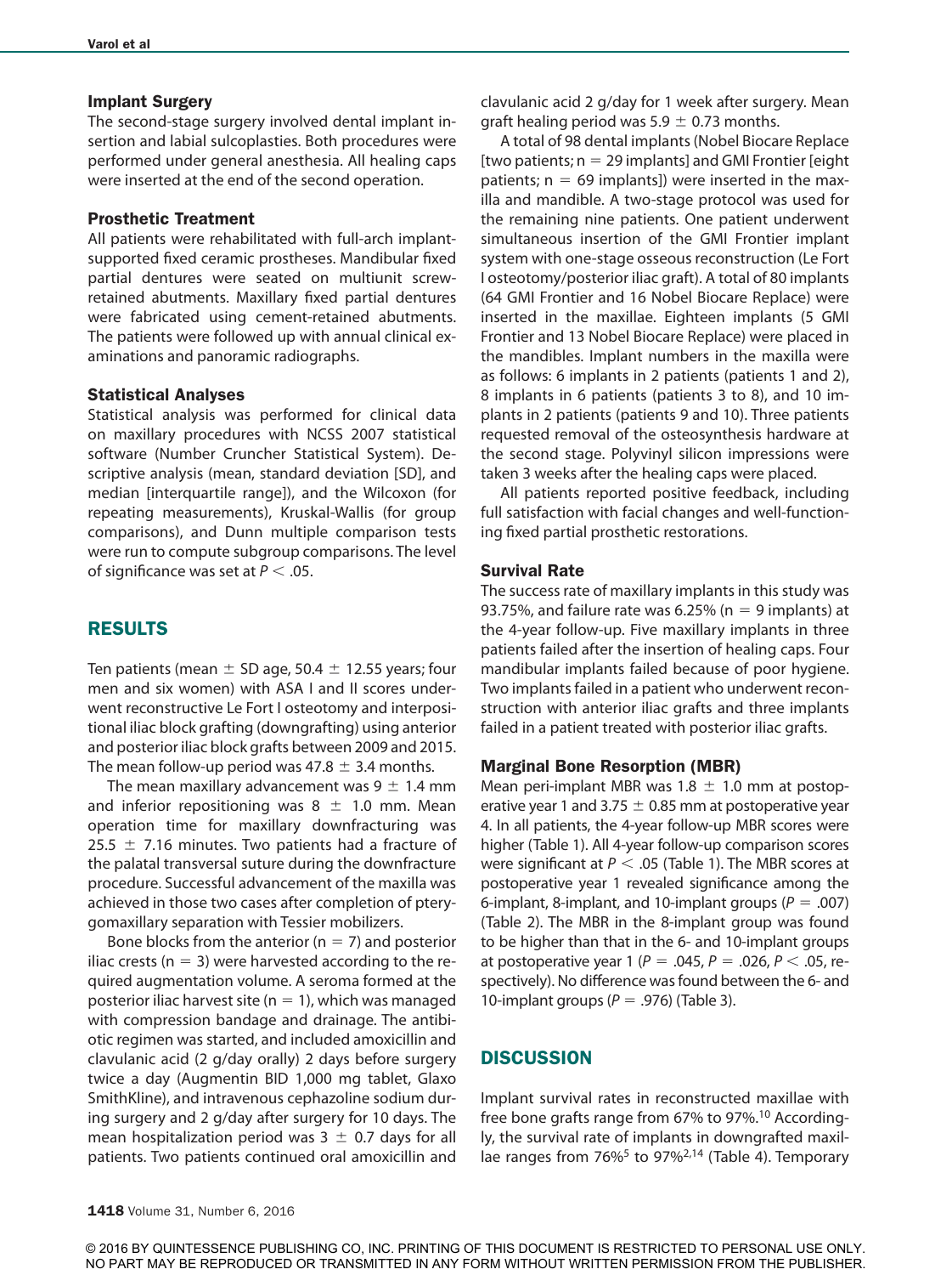### Implant Surgery

The second-stage surgery involved dental implant insertion and labial sulcoplasties. Both procedures were performed under general anesthesia. All healing caps were inserted at the end of the second operation.

### Prosthetic Treatment

All patients were rehabilitated with full-arch implant-supported fixed ceramic prostheses. Mandibular fixed partial dentures were seated on multiunit screw-retained abutments. Maxillary fixed partial dentures were fabricated using cement-retained abutments. The patients were followed up with annual clinical examinations and panoramic radiographs.

### Statistical Analyses

Statistical analysis was performed for clinical data on maxillary procedures with NCSS 2007 statistical software (Number Cruncher Statistical System). Descriptive analysis (mean, standard deviation [SD], and median [interquartile range]), and the Wilcoxon (for repeating measurements), Kruskal-Wallis (for group comparisons), and Dunn multiple comparison tests were run to compute subgroup comparisons. The level of significance was set at $P < .05$.

## RESULTS

Ten patients (mean ± SD age, 50.4 ± 12.55 years; four men and six women) with ASA I and II scores underwent reconstructive Le Fort I osteotomy and interpositional iliac block grafting (downgrafting) using anterior and posterior iliac block grafts between 2009 and 2015. The mean follow-up period was 47.8 ± 3.4 months.

The mean maxillary advancement was 9 ± 1.4 mm and inferior repositioning was 8 ± 1.0 mm. Mean operation time for maxillary downfracturing was 25.5 ± 7.16 minutes. Two patients had a fracture of the palatal transversal suture during the downfracture procedure. Successful advancement of the maxilla was achieved in those two cases after completion of pterygomaxillary separation with Tessier mobilizers.

Bone blocks from the anterior (n = 7) and posterior iliac crests (n = 3) were harvested according to the required augmentation volume. A seroma formed at the posterior iliac harvest site (n = 1), which was managed with compression bandage and drainage. The antibiotic regimen was started, and included amoxicillin and clavulanic acid (2 g/day orally) 2 days before surgery twice a day (Augmentin BID 1,000 mg tablet, Glaxo SmithKline), and intravenous cephazoline sodium during surgery and 2 g/day after surgery for 10 days. The mean hospitalization period was 3 ± 0.7 days for all patients. Two patients continued oral amoxicillin and clavulanic acid 2 g/day for 1 week after surgery. Mean graft healing period was 5.9 ± 0.73 months.

A total of 98 dental implants (Nobel Biocare Replace [two patients; n = 29 implants] and GMI Frontier [eight patients; n = 69 implants]) were inserted in the maxilla and mandible. A two-stage protocol was used for the remaining nine patients. One patient underwent simultaneous insertion of the GMI Frontier implant system with one-stage osseous reconstruction (Le Fort I osteotomy/posterior iliac graft). A total of 80 implants (64 GMI Frontier and 16 Nobel Biocare Replace) were inserted in the maxillae. Eighteen implants (5 GMI Frontier and 13 Nobel Biocare Replace) were placed in the mandibles. Implant numbers in the maxilla were as follows: 6 implants in 2 patients (patients 1 and 2), 8 implants in 6 patients (patients 3 to 8), and 10 implants in 2 patients (patients 9 and 10). Three patients requested removal of the osteosynthesis hardware at the second stage. Polyvinyl silicon impressions were taken 3 weeks after the healing caps were placed.

All patients reported positive feedback, including full satisfaction with facial changes and well-functioning fixed partial prosthetic restorations.

### Survival Rate

The success rate of maxillary implants in this study was 93.75%, and failure rate was 6.25% (n = 9 implants) at the 4-year follow-up. Five maxillary implants in three patients failed after the insertion of healing caps. Four mandibular implants failed because of poor hygiene. Two implants failed in a patient who underwent reconstruction with anterior iliac grafts and three implants failed in a patient treated with posterior iliac grafts.

### Marginal Bone Resorption (MBR)

Mean peri-implant MBR was 1.8 ± 1.0 mm at postoperative year 1 and 3.75 ± 0.85 mm at postoperative year 4. In all patients, the 4-year follow-up MBR scores were higher (Table 1). All 4-year follow-up comparison scores were significant at $P < .05$ (Table 1). The MBR scores at postoperative year 1 revealed significance among the 6-implant, 8-implant, and 10-implant groups ($P = .007$) (Table 2). The MBR in the 8-implant group was found to be higher than that in the 6- and 10-implant groups at postoperative year 1 ($P = .045$, $P = .026$, $P < .05$, respectively). No difference was found between the 6- and 10-implant groups ($P = .976$) (Table 3).

## DISCUSSION

Implant survival rates in reconstructed maxillae with free bone grafts range from 67% to 97%.[10] Accordingly, the survival rate of implants in downgrafted maxillae ranges from 76%[5] to 97%[2,14] (Table 4). Temporary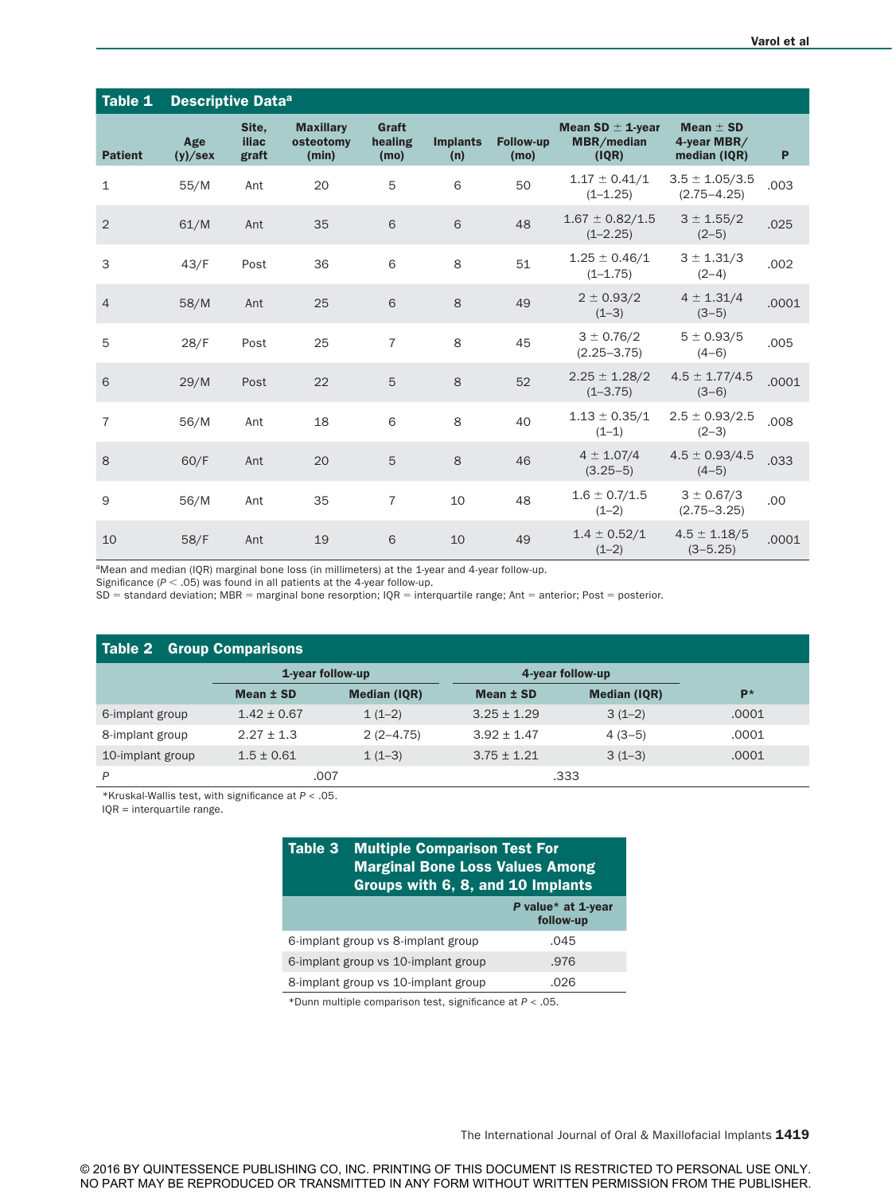**Table 1 Descriptive Data[a]**

| Patient | Age (y)/sex | Site, iliac graft | Maxillary osteotomy (min) | Graft healing (mo) | Implants (n) | Follow-up (mo) | Mean SD ± 1-year MBR/median (IQR) | Mean ± SD 4-year MBR/ median (IQR) | P |
|---|---|---|---|---|---|---|---|---|---|
| 1 | 55/M | Ant | 20 | 5 | 6 | 50 | 1.17 ± 0.41/1 (1–1.25) | 3.5 ± 1.05/3.5 (2.75–4.25) | .003 |
| 2 | 61/M | Ant | 35 | 6 | 6 | 48 | 1.67 ± 0.82/1.5 (1–2.25) | 3 ± 1.55/2 (2–5) | .025 |
| 3 | 43/F | Post | 36 | 6 | 8 | 51 | 1.25 ± 0.46/1 (1–1.75) | 3 ± 1.31/3 (2–4) | .002 |
| 4 | 58/M | Ant | 25 | 6 | 8 | 49 | 2 ± 0.93/2 (1–3) | 4 ± 1.31/4 (3–5) | .0001 |
| 5 | 28/F | Post | 25 | 7 | 8 | 45 | 3 ± 0.76/2 (2.25–3.75) | 5 ± 0.93/5 (4–6) | .005 |
| 6 | 29/M | Post | 22 | 5 | 8 | 52 | 2.25 ± 1.28/2 (1–3.75) | 4.5 ± 1.77/4.5 (3–6) | .0001 |
| 7 | 56/M | Ant | 18 | 6 | 8 | 40 | 1.13 ± 0.35/1 (1–1) | 2.5 ± 0.93/2.5 (2–3) | .008 |
| 8 | 60/F | Ant | 20 | 5 | 8 | 46 | 4 ± 1.07/4 (3.25–5) | 4.5 ± 0.93/4.5 (4–5) | .033 |
| 9 | 56/M | Ant | 35 | 7 | 10 | 48 | 1.6 ± 0.7/1.5 (1–2) | 3 ± 0.67/3 (2.75–3.25) | .00 |
| 10 | 58/F | Ant | 19 | 6 | 10 | 49 | 1.4 ± 0.52/1 (1–2) | 4.5 ± 1.18/5 (3–5.25) | .0001 |

[a]Mean and median (IQR) marginal bone loss (in millimeters) at the 1-year and 4-year follow-up.
Significance ($P < .05$) was found in all patients at the 4-year follow-up.
SD = standard deviation; MBR = marginal bone resorption; IQR = interquartile range; Ant = anterior; Post = posterior.

**Table 2 Group Comparisons**

| | 1-year follow-up | | 4-year follow-up | | |
|---|---|---|---|---|---|
| | Mean ± SD | Median (IQR) | Mean ± SD | Median (IQR) | P* |
| 6-implant group | 1.42 ± 0.67 | 1 (1–2) | 3.25 ± 1.29 | 3 (1–2) | .0001 |
| 8-implant group | 2.27 ± 1.3 | 2 (2–4.75) | 3.92 ± 1.47 | 4 (3–5) | .0001 |
| 10-implant group | 1.5 ± 0.61 | 1 (1–3) | 3.75 ± 1.21 | 3 (1–3) | .0001 |
| *P* | .007 | | .333 | | |

*Kruskal-Wallis test, with significance at $P < .05$.
IQR = interquartile range.

**Table 3 Multiple Comparison Test For Marginal Bone Loss Values Among Groups with 6, 8, and 10 Implants**

| | *P* value* at 1-year follow-up |
|---|---|
| 6-implant group vs 8-implant group | .045 |
| 6-implant group vs 10-implant group | .976 |
| 8-implant group vs 10-implant group | .026 |

*Dunn multiple comparison test, significance at $P < .05$.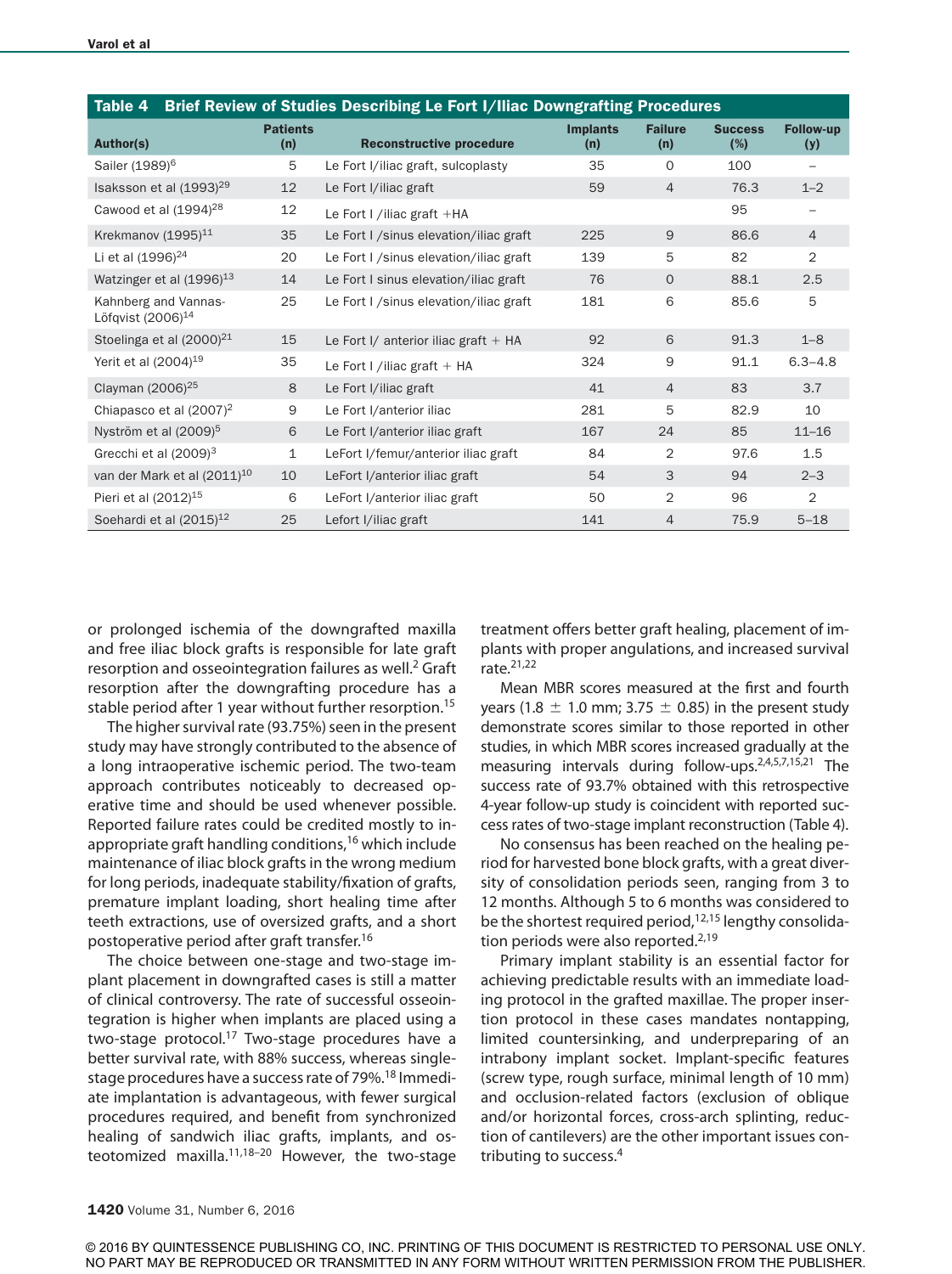**Table 4 Brief Review of Studies Describing Le Fort I/Iliac Downgrafting Procedures**

| Author(s) | Patients (n) | Reconstructive procedure | Implants (n) | Failure (n) | Success (%) | Follow-up (y) |
|---|---|---|---|---|---|---|
| Sailer (1989)[6] | 5 | Le Fort I/iliac graft, sulcoplasty | 35 | 0 | 100 | – |
| Isaksson et al (1993)[29] | 12 | Le Fort I/iliac graft | 59 | 4 | 76.3 | 1–2 |
| Cawood et al (1994)[28] | 12 | Le Fort I /iliac graft +HA | | | 95 | – |
| Krekmanov (1995)[11] | 35 | Le Fort I /sinus elevation/iliac graft | 225 | 9 | 86.6 | 4 |
| Li et al (1996)[24] | 20 | Le Fort I /sinus elevation/iliac graft | 139 | 5 | 82 | 2 |
| Watzinger et al (1996)[13] | 14 | Le Fort I sinus elevation/iliac graft | 76 | 0 | 88.1 | 2.5 |
| Kahnberg and Vannas-Löfqvist (2006)[14] | 25 | Le Fort I /sinus elevation/iliac graft | 181 | 6 | 85.6 | 5 |
| Stoelinga et al (2000)[21] | 15 | Le Fort I/ anterior iliac graft + HA | 92 | 6 | 91.3 | 1–8 |
| Yerit et al (2004)[19] | 35 | Le Fort I /iliac graft + HA | 324 | 9 | 91.1 | 6.3–4.8 |
| Clayman (2006)[25] | 8 | Le Fort I/iliac graft | 41 | 4 | 83 | 3.7 |
| Chiapasco et al (2007)[2] | 9 | Le Fort I/anterior iliac | 281 | 5 | 82.9 | 10 |
| Nyström et al (2009)[5] | 6 | Le Fort I/anterior iliac graft | 167 | 24 | 85 | 11–16 |
| Grecchi et al (2009)[3] | 1 | LeFort I/femur/anterior iliac graft | 84 | 2 | 97.6 | 1.5 |
| van der Mark et al (2011)[10] | 10 | LeFort I/anterior iliac graft | 54 | 3 | 94 | 2–3 |
| Pieri et al (2012)[15] | 6 | LeFort I/anterior iliac graft | 50 | 2 | 96 | 2 |
| Soehardi et al (2015)[12] | 25 | Lefort I/iliac graft | 141 | 4 | 75.9 | 5–18 |

or prolonged ischemia of the downgrafted maxilla and free iliac block grafts is responsible for late graft resorption and osseointegration failures as well.[2] Graft resorption after the downgrafting procedure has a stable period after 1 year without further resorption.[15]

The higher survival rate (93.75%) seen in the present study may have strongly contributed to the absence of a long intraoperative ischemic period. The two-team approach contributes noticeably to decreased operative time and should be used whenever possible. Reported failure rates could be credited mostly to inappropriate graft handling conditions,[16] which include maintenance of iliac block grafts in the wrong medium for long periods, inadequate stability/fixation of grafts, premature implant loading, short healing time after teeth extractions, use of oversized grafts, and a short postoperative period after graft transfer.[16]

The choice between one-stage and two-stage implant placement in downgrafted cases is still a matter of clinical controversy. The rate of successful osseointegration is higher when implants are placed using a two-stage protocol.[17] Two-stage procedures have a better survival rate, with 88% success, whereas single-stage procedures have a success rate of 79%.[18] Immediate implantation is advantageous, with fewer surgical procedures required, and benefit from synchronized healing of sandwich iliac grafts, implants, and osteotomized maxilla.[11,18–20] However, the two-stage treatment offers better graft healing, placement of implants with proper angulations, and increased survival rate.[21,22]

Mean MBR scores measured at the first and fourth years (1.8 ± 1.0 mm; 3.75 ± 0.85) in the present study demonstrate scores similar to those reported in other studies, in which MBR scores increased gradually at the measuring intervals during follow-ups.[2,4,5,7,15,21] The success rate of 93.7% obtained with this retrospective 4-year follow-up study is coincident with reported success rates of two-stage implant reconstruction (Table 4).

No consensus has been reached on the healing period for harvested bone block grafts, with a great diversity of consolidation periods seen, ranging from 3 to 12 months. Although 5 to 6 months was considered to be the shortest required period,[12,15] lengthy consolidation periods were also reported.[2,19]

Primary implant stability is an essential factor for achieving predictable results with an immediate loading protocol in the grafted maxillae. The proper insertion protocol in these cases mandates nontapping, limited countersinking, and underpreparing of an intrabony implant socket. Implant-specific features (screw type, rough surface, minimal length of 10 mm) and occlusion-related factors (exclusion of oblique and/or horizontal forces, cross-arch splinting, reduction of cantilevers) are the other important issues contributing to success.[4]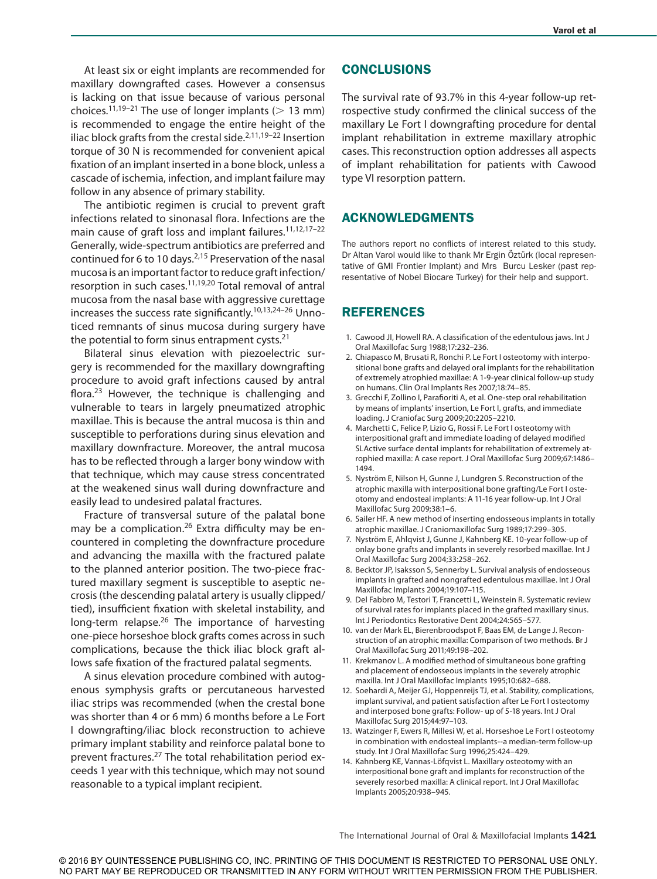At least six or eight implants are recommended for maxillary downgrafted cases. However a consensus is lacking on that issue because of various personal choices.[11,19–21] The use of longer implants (> 13 mm) is recommended to engage the entire height of the iliac block grafts from the crestal side.[2,11,19–22] Insertion torque of 30 N is recommended for convenient apical fixation of an implant inserted in a bone block, unless a cascade of ischemia, infection, and implant failure may follow in any absence of primary stability.

The antibiotic regimen is crucial to prevent graft infections related to sinonasal flora. Infections are the main cause of graft loss and implant failures.[11,12,17–22] Generally, wide-spectrum antibiotics are preferred and continued for 6 to 10 days.[2,15] Preservation of the nasal mucosa is an important factor to reduce graft infection/resorption in such cases.[11,19,20] Total removal of antral mucosa from the nasal base with aggressive curettage increases the success rate significantly.[10,13,24–26] Unnoticed remnants of sinus mucosa during surgery have the potential to form sinus entrapment cysts.[21]

Bilateral sinus elevation with piezoelectric surgery is recommended for the maxillary downgrafting procedure to avoid graft infections caused by antral flora.[23] However, the technique is challenging and vulnerable to tears in largely pneumatized atrophic maxillae. This is because the antral mucosa is thin and susceptible to perforations during sinus elevation and maxillary downfracture. Moreover, the antral mucosa has to be reflected through a larger bony window with that technique, which may cause stress concentrated at the weakened sinus wall during downfracture and easily lead to undesired palatal fractures.

Fracture of transversal suture of the palatal bone may be a complication.[26] Extra difficulty may be encountered in completing the downfracture procedure and advancing the maxilla with the fractured palate to the planned anterior position. The two-piece fractured maxillary segment is susceptible to aseptic necrosis (the descending palatal artery is usually clipped/tied), insufficient fixation with skeletal instability, and long-term relapse.[26] The importance of harvesting one-piece horseshoe block grafts comes across in such complications, because the thick iliac block graft allows safe fixation of the fractured palatal segments.

A sinus elevation procedure combined with autogenous symphysis grafts or percutaneous harvested iliac strips was recommended (when the crestal bone was shorter than 4 or 6 mm) 6 months before a Le Fort I downgrafting/iliac block reconstruction to achieve primary implant stability and reinforce palatal bone to prevent fractures.[27] The total rehabilitation period exceeds 1 year with this technique, which may not sound reasonable to a typical implant recipient.

## CONCLUSIONS

The survival rate of 93.7% in this 4-year follow-up retrospective study confirmed the clinical success of the maxillary Le Fort I downgrafting procedure for dental implant rehabilitation in extreme maxillary atrophic cases. This reconstruction option addresses all aspects of implant rehabilitation for patients with Cawood type VI resorption pattern.

## ACKNOWLEDGMENTS

The authors report no conflicts of interest related to this study. Dr Altan Varol would like to thank Mr Ergin Öztürk (local representative of GMI Frontier Implant) and Mrs Burcu Lesker (past representative of Nobel Biocare Turkey) for their help and support.

## REFERENCES

1. Cawood JI, Howell RA. A classification of the edentulous jaws. Int J Oral Maxillofac Surg 1988;17:232–236.
2. Chiapasco M, Brusati R, Ronchi P. Le Fort I osteotomy with interpositional bone grafts and delayed oral implants for the rehabilitation of extremely atrophied maxillae: A 1-9-year clinical follow-up study on humans. Clin Oral Implants Res 2007;18:74–85.
3. Grecchi F, Zollino I, Parafioriti A, et al. One-step oral rehabilitation by means of implants' insertion, Le Fort I, grafts, and immediate loading. J Craniofac Surg 2009;20:2205–2210.
4. Marchetti C, Felice P, Lizio G, Rossi F. Le Fort I osteotomy with interpositional graft and immediate loading of delayed modified SLActive surface dental implants for rehabilitation of extremely atrophied maxilla: A case report. J Oral Maxillofac Surg 2009;67:1486–1494.
5. Nyström E, Nilson H, Gunne J, Lundgren S. Reconstruction of the atrophic maxilla with interpositional bone grafting/Le Fort I osteotomy and endosteal implants: A 11-16 year follow-up. Int J Oral Maxillofac Surg 2009;38:1–6.
6. Sailer HF. A new method of inserting endosseous implants in totally atrophic maxillae. J Craniomaxillofac Surg 1989;17:299–305.
7. Nyström E, Ahlqvist J, Gunne J, Kahnberg KE. 10-year follow-up of onlay bone grafts and implants in severely resorbed maxillae. Int J Oral Maxillofac Surg 2004;33:258–262.
8. Becktor JP, Isaksson S, Sennerby L. Survival analysis of endosseous implants in grafted and nongrafted edentulous maxillae. Int J Oral Maxillofac Implants 2004;19:107–115.
9. Del Fabbro M, Testori T, Francetti L, Weinstein R. Systematic review of survival rates for implants placed in the grafted maxillary sinus. Int J Periodontics Restorative Dent 2004;24:565–577.
10. van der Mark EL, Bierenbroodspot F, Baas EM, de Lange J. Reconstruction of an atrophic maxilla: Comparison of two methods. Br J Oral Maxillofac Surg 2011;49:198–202.
11. Krekmanov L. A modified method of simultaneous bone grafting and placement of endosseous implants in the severely atrophic maxilla. Int J Oral Maxillofac Implants 1995;10:682–688.
12. Soehardi A, Meijer GJ, Hoppenreijs TJ, et al. Stability, complications, implant survival, and patient satisfaction after Le Fort I osteotomy and interposed bone grafts: Follow- up of 5-18 years. Int J Oral Maxillofac Surg 2015;44:97–103.
13. Watzinger F, Ewers R, Millesi W, et al. Horseshoe Le Fort I osteotomy in combination with endosteal implants--a median-term follow-up study. Int J Oral Maxillofac Surg 1996;25:424–429.
14. Kahnberg KE, Vannas-Löfqvist L. Maxillary osteotomy with an interpositional bone graft and implants for reconstruction of the severely resorbed maxilla: A clinical report. Int J Oral Maxillofac Implants 2005;20:938–945.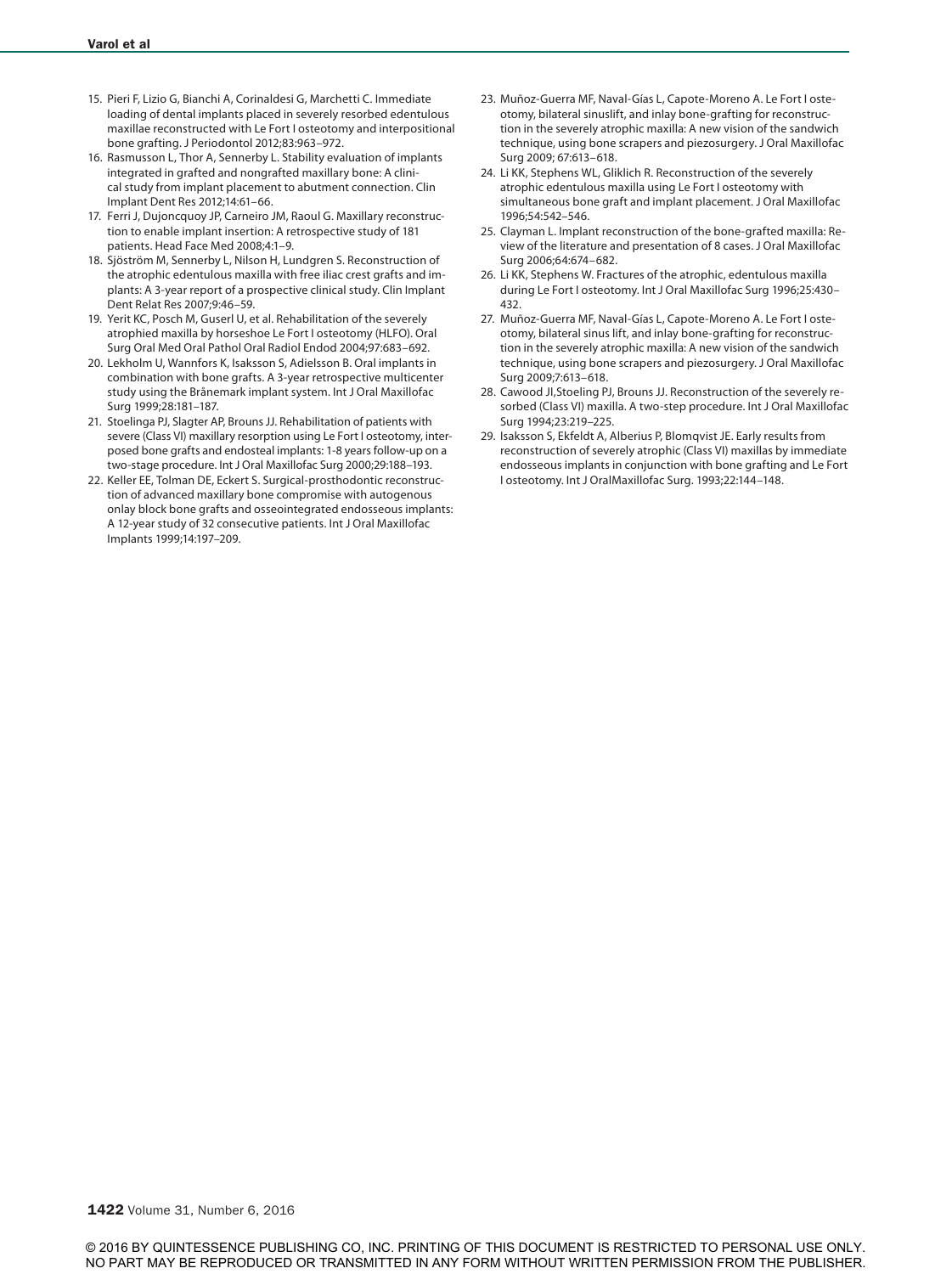15. Pieri F, Lizio G, Bianchi A, Corinaldesi G, Marchetti C. Immediate loading of dental implants placed in severely resorbed edentulous maxillae reconstructed with Le Fort I osteotomy and interpositional bone grafting. J Periodontol 2012;83:963–972.
16. Rasmusson L, Thor A, Sennerby L. Stability evaluation of implants integrated in grafted and nongrafted maxillary bone: A clinical study from implant placement to abutment connection. Clin Implant Dent Res 2012;14:61–66.
17. Ferri J, Dujoncquoy JP, Carneiro JM, Raoul G. Maxillary reconstruction to enable implant insertion: A retrospective study of 181 patients. Head Face Med 2008;4:1–9.
18. Sjöström M, Sennerby L, Nilson H, Lundgren S. Reconstruction of the atrophic edentulous maxilla with free iliac crest grafts and implants: A 3-year report of a prospective clinical study. Clin Implant Dent Relat Res 2007;9:46–59.
19. Yerit KC, Posch M, Guserl U, et al. Rehabilitation of the severely atrophied maxilla by horseshoe Le Fort I osteotomy (HLFO). Oral Surg Oral Med Oral Pathol Oral Radiol Endod 2004;97:683–692.
20. Lekholm U, Wannfors K, Isaksson S, Adielsson B. Oral implants in combination with bone grafts. A 3-year retrospective multicenter study using the Brånemark implant system. Int J Oral Maxillofac Surg 1999;28:181–187.
21. Stoelinga PJ, Slagter AP, Brouns JJ. Rehabilitation of patients with severe (Class VI) maxillary resorption using Le Fort I osteotomy, interposed bone grafts and endosteal implants: 1-8 years follow-up on a two-stage procedure. Int J Oral Maxillofac Surg 2000;29:188–193.
22. Keller EE, Tolman DE, Eckert S. Surgical-prosthodontic reconstruction of advanced maxillary bone compromise with autogenous onlay block bone grafts and osseointegrated endosseous implants: A 12-year study of 32 consecutive patients. Int J Oral Maxillofac Implants 1999;14:197–209.
23. Muñoz-Guerra MF, Naval-Gías L, Capote-Moreno A. Le Fort I osteotomy, bilateral sinuslift, and inlay bone-grafting for reconstruction in the severely atrophic maxilla: A new vision of the sandwich technique, using bone scrapers and piezosurgery. J Oral Maxillofac Surg 2009; 67:613–618.
24. Li KK, Stephens WL, Gliklich R. Reconstruction of the severely atrophic edentulous maxilla using Le Fort I osteotomy with simultaneous bone graft and implant placement. J Oral Maxillofac 1996;54:542–546.
25. Clayman L. Implant reconstruction of the bone-grafted maxilla: Review of the literature and presentation of 8 cases. J Oral Maxillofac Surg 2006;64:674–682.
26. Li KK, Stephens W. Fractures of the atrophic, edentulous maxilla during Le Fort I osteotomy. Int J Oral Maxillofac Surg 1996;25:430–432.
27. Muñoz-Guerra MF, Naval-Gías L, Capote-Moreno A. Le Fort I osteotomy, bilateral sinus lift, and inlay bone-grafting for reconstruction in the severely atrophic maxilla: A new vision of the sandwich technique, using bone scrapers and piezosurgery. J Oral Maxillofac Surg 2009;7:613–618.
28. Cawood JI,Stoeling PJ, Brouns JJ. Reconstruction of the severely resorbed (Class VI) maxilla. A two-step procedure. Int J Oral Maxillofac Surg 1994;23:219–225.
29. Isaksson S, Ekfeldt A, Alberius P, Blomqvist JE. Early results from reconstruction of severely atrophic (Class VI) maxillas by immediate endosseous implants in conjunction with bone grafting and Le Fort I osteotomy. Int J OralMaxillofac Surg. 1993;22:144–148.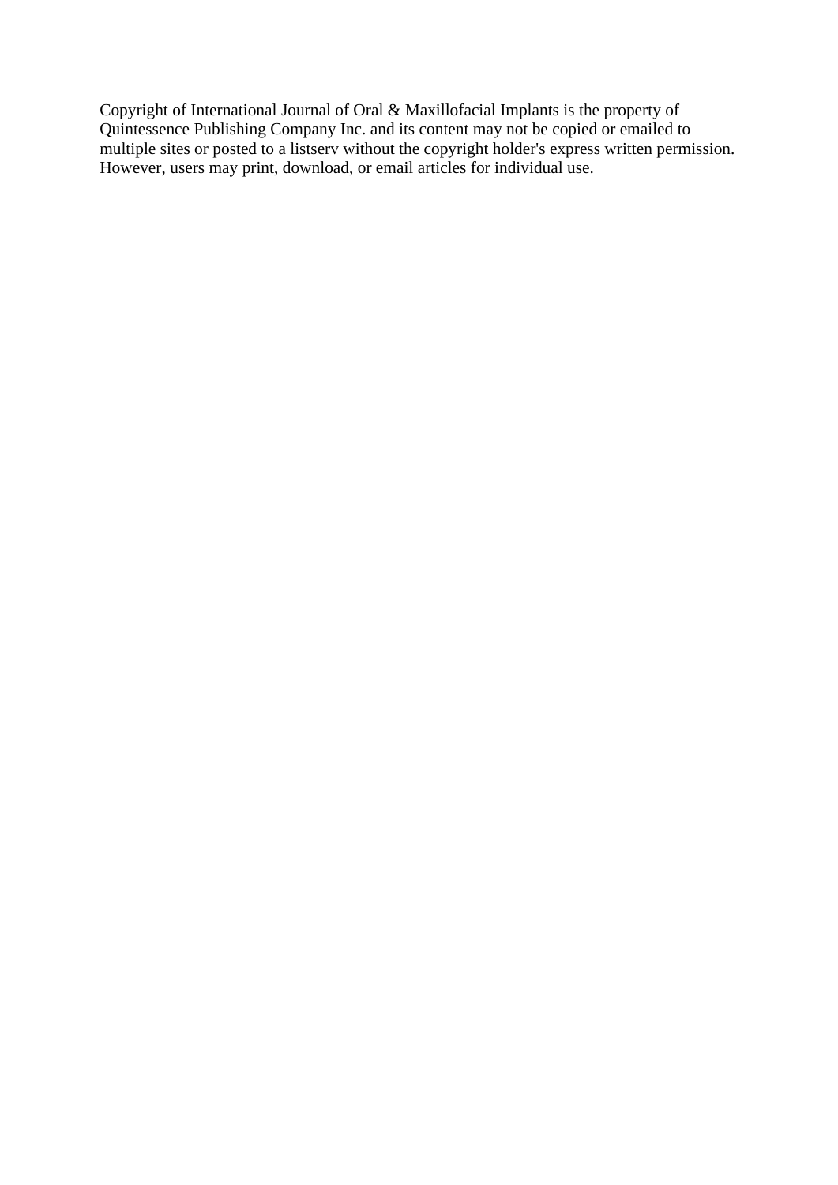Copyright of International Journal of Oral & Maxillofacial Implants is the property of Quintessence Publishing Company Inc. and its content may not be copied or emailed to multiple sites or posted to a listserv without the copyright holder's express written permission. However, users may print, download, or email articles for individual use.